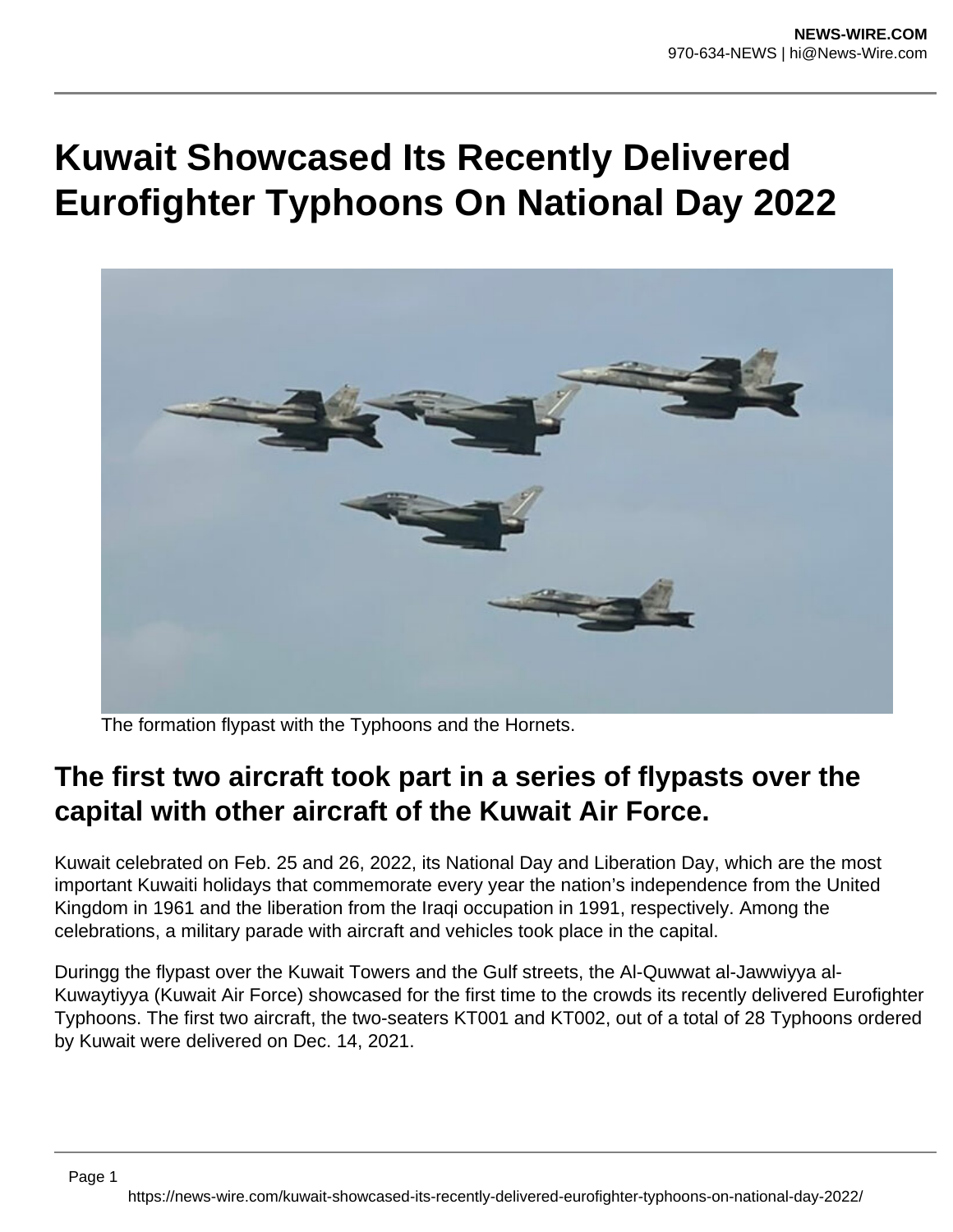# Kuwait Showcased Its Recently Delivered Eurofighter Typhoons On National Day 2022

The formation flypast with the Typhoons and the Hornets.

## The first two aircraft took part in a series of flypasts over the capital with other aircraft of the Kuwait Air Force.

Kuwait celebrated on Feb. 25 and 26, 2022, its National Day and Liberation Day, which are the most important Kuwaiti holidays that commemorate every year the nation's independence from the United Kingdom in 1961 and the liberation from the Iraqi occupation in 1991, respectively. Among the celebrations, a military parade with aircraft and vehicles took place in the capital.

Duringg the flypast over the Kuwait Towers and the Gulf streets, the Al-Quwwat al-Jawwiyya al-Kuwaytiyya (Kuwait Air Force) showcased for the first time to the crowds its recently delivered Eurofighter Typhoons. The first two aircraft, the two-seaters KT001 and KT002, out of a total of 28 Typhoons ordered by Kuwait were delivered on Dec. 14, 2021.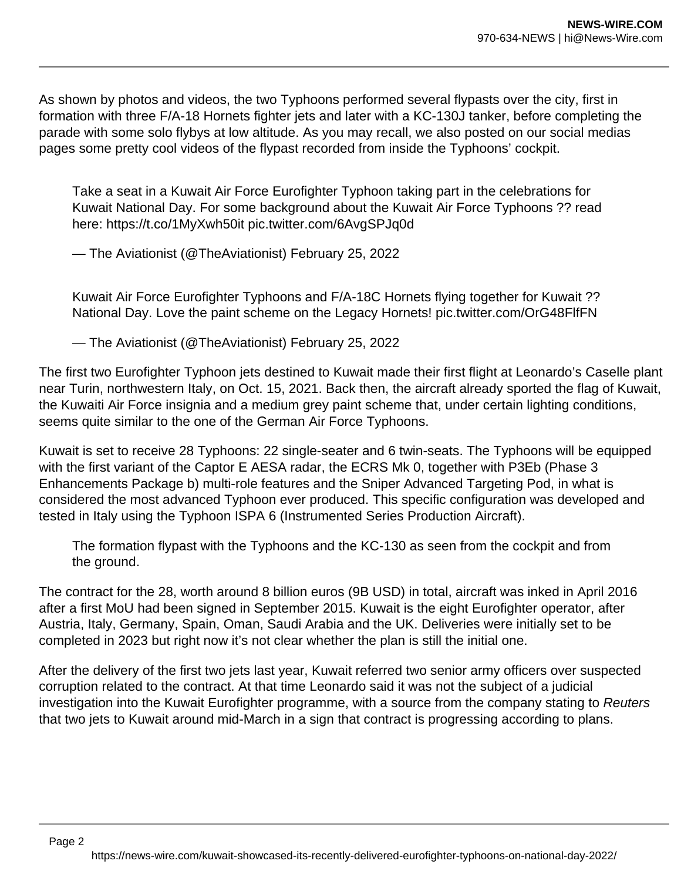As shown by photos and videos, the two Typhoons performed several flypasts over the city, first in formation with three F/A-18 Hornets fighter jets and later with a KC-130J tanker, before completing the parade with some solo flybys at low altitude. As you may recall, we also posted on our social medias pages some pretty cool videos of the flypast recorded from inside the Typhoons' cockpit.

> Take a seat in a Kuwait Air Force Eurofighter Typhoon taking part in the celebrations for Kuwait National Day. For some background about the Kuwait Air Force Typhoons ?? read here: https://t.co/1MyXwh50it pic.twitter.com/6AvgSPJq0d
>
> — The Aviationist (@TheAviationist) February 25, 2022

> Kuwait Air Force Eurofighter Typhoons and F/A-18C Hornets flying together for Kuwait ?? National Day. Love the paint scheme on the Legacy Hornets! pic.twitter.com/OrG48FlfFN
>
> — The Aviationist (@TheAviationist) February 25, 2022

The first two Eurofighter Typhoon jets destined to Kuwait made their first flight at Leonardo's Caselle plant near Turin, northwestern Italy, on Oct. 15, 2021. Back then, the aircraft already sported the flag of Kuwait, the Kuwaiti Air Force insignia and a medium grey paint scheme that, under certain lighting conditions, seems quite similar to the one of the German Air Force Typhoons.

Kuwait is set to receive 28 Typhoons: 22 single-seater and 6 twin-seats. The Typhoons will be equipped with the first variant of the Captor E AESA radar, the ECRS Mk 0, together with P3Eb (Phase 3 Enhancements Package b) multi-role features and the Sniper Advanced Targeting Pod, in what is considered the most advanced Typhoon ever produced. This specific configuration was developed and tested in Italy using the Typhoon ISPA 6 (Instrumented Series Production Aircraft).

> The formation flypast with the Typhoons and the KC-130 as seen from the cockpit and from the ground.

The contract for the 28, worth around 8 billion euros (9B USD) in total, aircraft was inked in April 2016 after a first MoU had been signed in September 2015. Kuwait is the eight Eurofighter operator, after Austria, Italy, Germany, Spain, Oman, Saudi Arabia and the UK. Deliveries were initially set to be completed in 2023 but right now it's not clear whether the plan is still the initial one.

After the delivery of the first two jets last year, Kuwait referred two senior army officers over suspected corruption related to the contract. At that time Leonardo said it was not the subject of a judicial investigation into the Kuwait Eurofighter programme, with a source from the company stating to *Reuters* that two jets to Kuwait around mid-March in a sign that contract is progressing according to plans.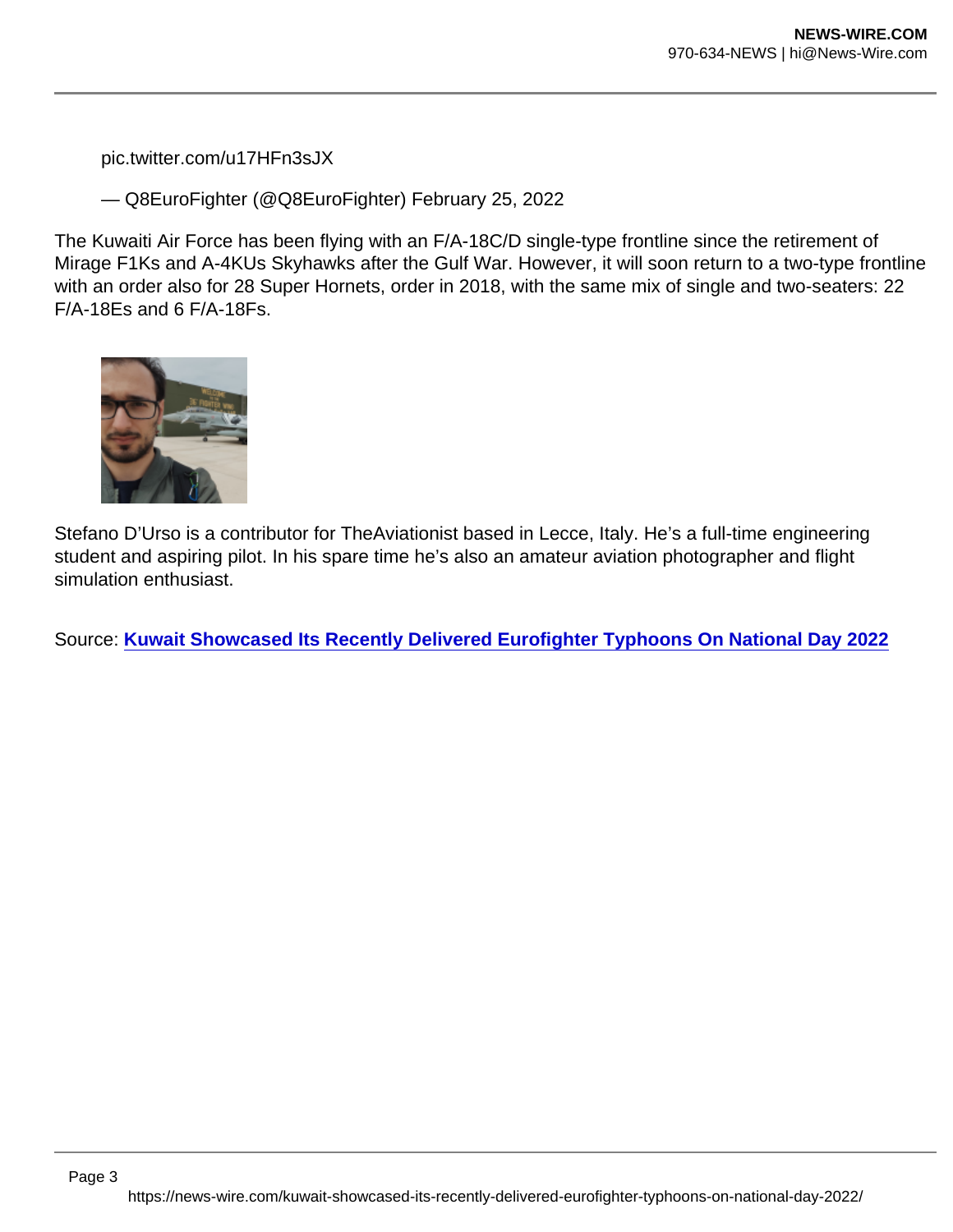pic.twitter.com/u17HFn3sJX

— Q8EuroFighter (@Q8EuroFighter) February 25, 2022

The Kuwaiti Air Force has been flying with an F/A-18C/D single-type frontline since the retirement of Mirage F1Ks and A-4KUs Skyhawks after the Gulf War. However, it will soon return to a two-type frontline with an order also for 28 Super Hornets, order in 2018, with the same mix of single and two-seaters: 22 F/A-18Es and 6 F/A-18Fs.

Stefano D'Urso is a contributor for TheAviationist based in Lecce, Italy. He's a full-time engineering student and aspiring pilot. In his spare time he's also an amateur aviation photographer and flight simulation enthusiast.

Source: **Kuwait Showcased Its Recently Delivered Eurofighter Typhoons On National Day 2022**